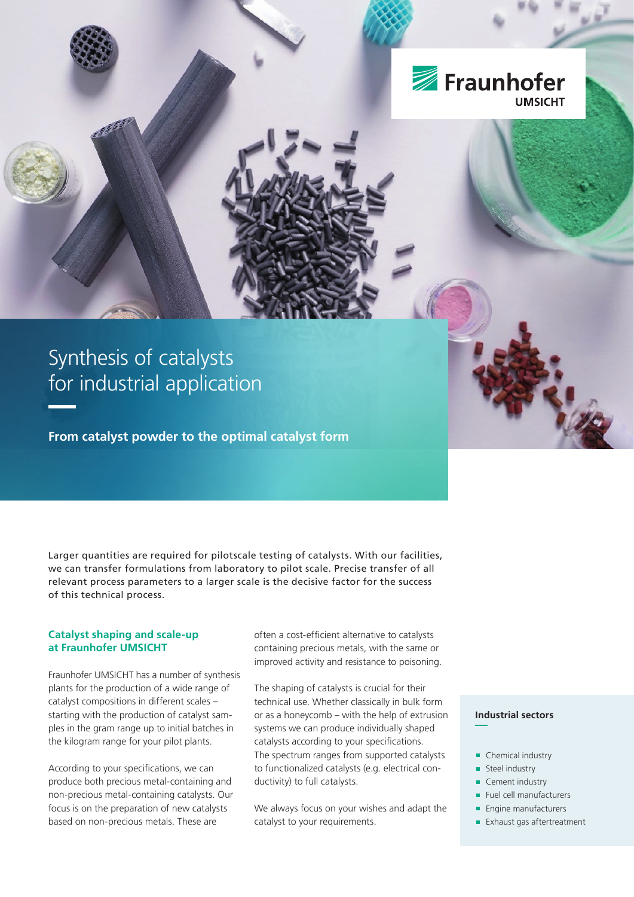Fraunhofer UMSICHT

# Synthesis of catalysts for industrial application

**From catalyst powder to the optimal catalyst form**

Larger quantities are required for pilotscale testing of catalysts. With our facilities, we can transfer formulations from laboratory to pilot scale. Precise transfer of all relevant process parameters to a larger scale is the decisive factor for the success of this technical process.

## Catalyst shaping and scale-up at Fraunhofer UMSICHT

Fraunhofer UMSICHT has a number of synthesis plants for the production of a wide range of catalyst compositions in different scales – starting with the production of catalyst samples in the gram range up to initial batches in the kilogram range for your pilot plants.

According to your specifications, we can produce both precious metal-containing and non-precious metal-containing catalysts. Our focus is on the preparation of new catalysts based on non-precious metals. These are often a cost-efficient alternative to catalysts containing precious metals, with the same or improved activity and resistance to poisoning.

The shaping of catalysts is crucial for their technical use. Whether classically in bulk form or as a honeycomb – with the help of extrusion systems we can produce individually shaped catalysts according to your specifications. The spectrum ranges from supported catalysts to functionalized catalysts (e.g. electrical conductivity) to full catalysts.

We always focus on your wishes and adapt the catalyst to your requirements.

### Industrial sectors

- Chemical industry
- Steel industry
- Cement industry
- Fuel cell manufacturers
- Engine manufacturers
- Exhaust gas aftertreatment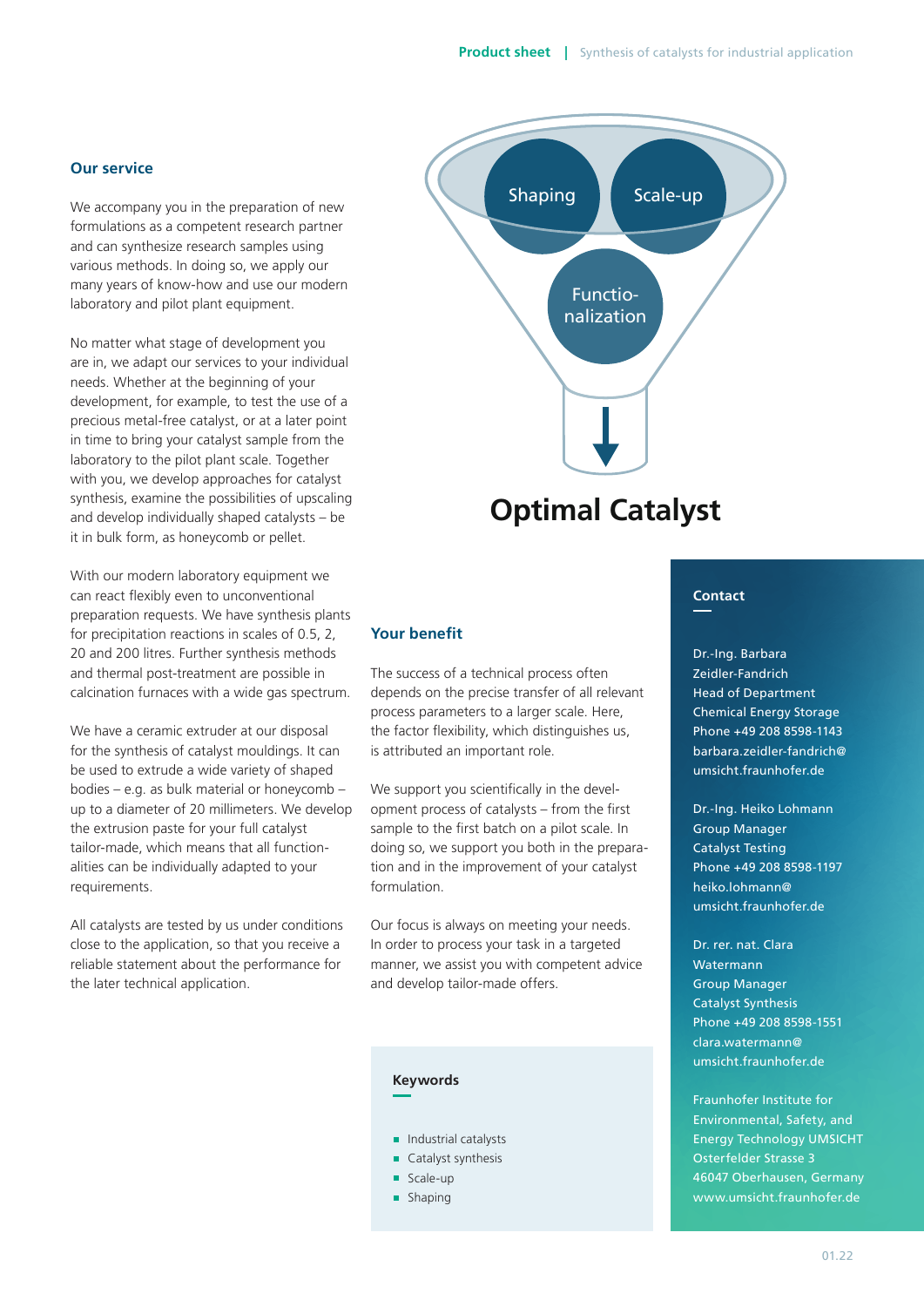## Our service

We accompany you in the preparation of new formulations as a competent research partner and can synthesize research samples using various methods. In doing so, we apply our many years of know-how and use our modern laboratory and pilot plant equipment.

No matter what stage of development you are in, we adapt our services to your individual needs. Whether at the beginning of your development, for example, to test the use of a precious metal-free catalyst, or at a later point in time to bring your catalyst sample from the laboratory to the pilot plant scale. Together with you, we develop approaches for catalyst synthesis, examine the possibilities of upscaling and develop individually shaped catalysts – be it in bulk form, as honeycomb or pellet.

With our modern laboratory equipment we can react flexibly even to unconventional preparation requests. We have synthesis plants for precipitation reactions in scales of 0.5, 2, 20 and 200 litres. Further synthesis methods and thermal post-treatment are possible in calcination furnaces with a wide gas spectrum.

We have a ceramic extruder at our disposal for the synthesis of catalyst mouldings. It can be used to extrude a wide variety of shaped bodies – e.g. as bulk material or honeycomb – up to a diameter of 20 millimeters. We develop the extrusion paste for your full catalyst tailor-made, which means that all functionalities can be individually adapted to your requirements.

All catalysts are tested by us under conditions close to the application, so that you receive a reliable statement about the performance for the later technical application.

Shaping

Scale-up

Functionalization

Optimal Catalyst

## Your benefit

The success of a technical process often depends on the precise transfer of all relevant process parameters to a larger scale. Here, the factor flexibility, which distinguishes us, is attributed an important role.

We support you scientifically in the development process of catalysts – from the first sample to the first batch on a pilot scale. In doing so, we support you both in the preparation and in the improvement of your catalyst formulation.

Our focus is always on meeting your needs. In order to process your task in a targeted manner, we assist you with competent advice and develop tailor-made offers.

### Keywords

- Industrial catalysts
- Catalyst synthesis
- Scale-up
- Shaping

### Contact

Dr.-Ing. Barbara Zeidler-Fandrich
Head of Department
Chemical Energy Storage
Phone +49 208 8598-1143
barbara.zeidler-fandrich@umsicht.fraunhofer.de

Dr.-Ing. Heiko Lohmann
Group Manager
Catalyst Testing
Phone +49 208 8598-1197
heiko.lohmann@umsicht.fraunhofer.de

Dr. rer. nat. Clara Watermann
Group Manager
Catalyst Synthesis
Phone +49 208 8598-1551
clara.watermann@umsicht.fraunhofer.de

Fraunhofer Institute for Environmental, Safety, and Energy Technology UMSICHT
Osterfelder Strasse 3
46047 Oberhausen, Germany
www.umsicht.fraunhofer.de

01.22